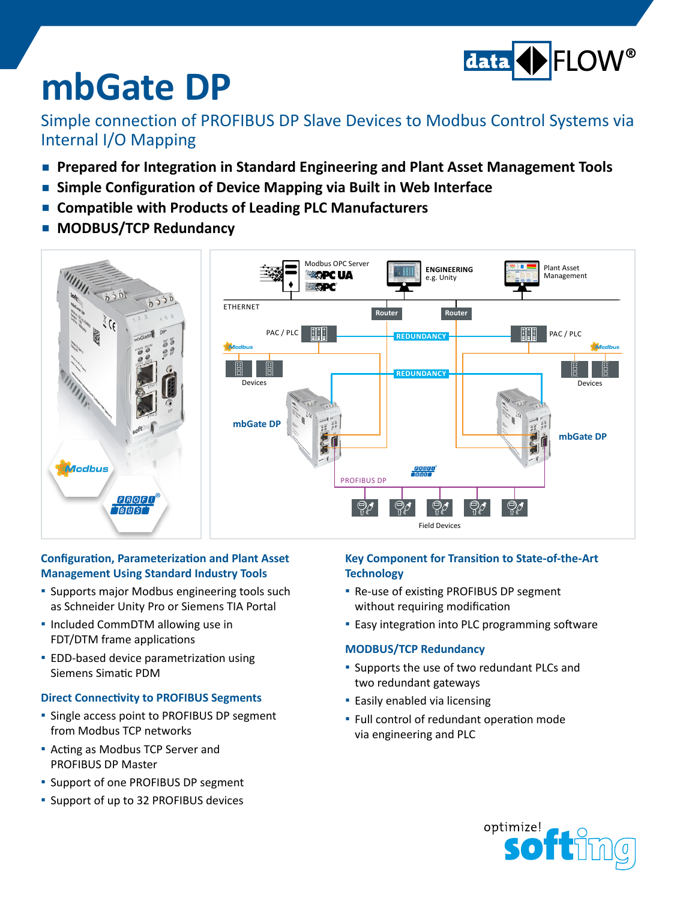# mbGate DP

## Simple connection of PROFIBUS DP Slave Devices to Modbus Control Systems via Internal I/O Mapping

- **Prepared for Integration in Standard Engineering and Plant Asset Management Tools**
- **Simple Configuration of Device Mapping via Built in Web Interface**
- **Compatible with Products of Leading PLC Manufacturers**
- **MODBUS/TCP Redundancy**

### Configuration, Parameterization and Plant Asset Management Using Standard Industry Tools

- Supports major Modbus engineering tools such as Schneider Unity Pro or Siemens TIA Portal
- Included CommDTM allowing use in FDT/DTM frame applications
- EDD-based device parametrization using Siemens Simatic PDM

### Direct Connectivity to PROFIBUS Segments

- Single access point to PROFIBUS DP segment from Modbus TCP networks
- Acting as Modbus TCP Server and PROFIBUS DP Master
- Support of one PROFIBUS DP segment
- Support of up to 32 PROFIBUS devices

### Key Component for Transition to State-of-the-Art Technology

- Re-use of existing PROFIBUS DP segment without requiring modification
- Easy integration into PLC programming software

### MODBUS/TCP Redundancy

- Supports the use of two redundant PLCs and two redundant gateways
- Easily enabled via licensing
- Full control of redundant operation mode via engineering and PLC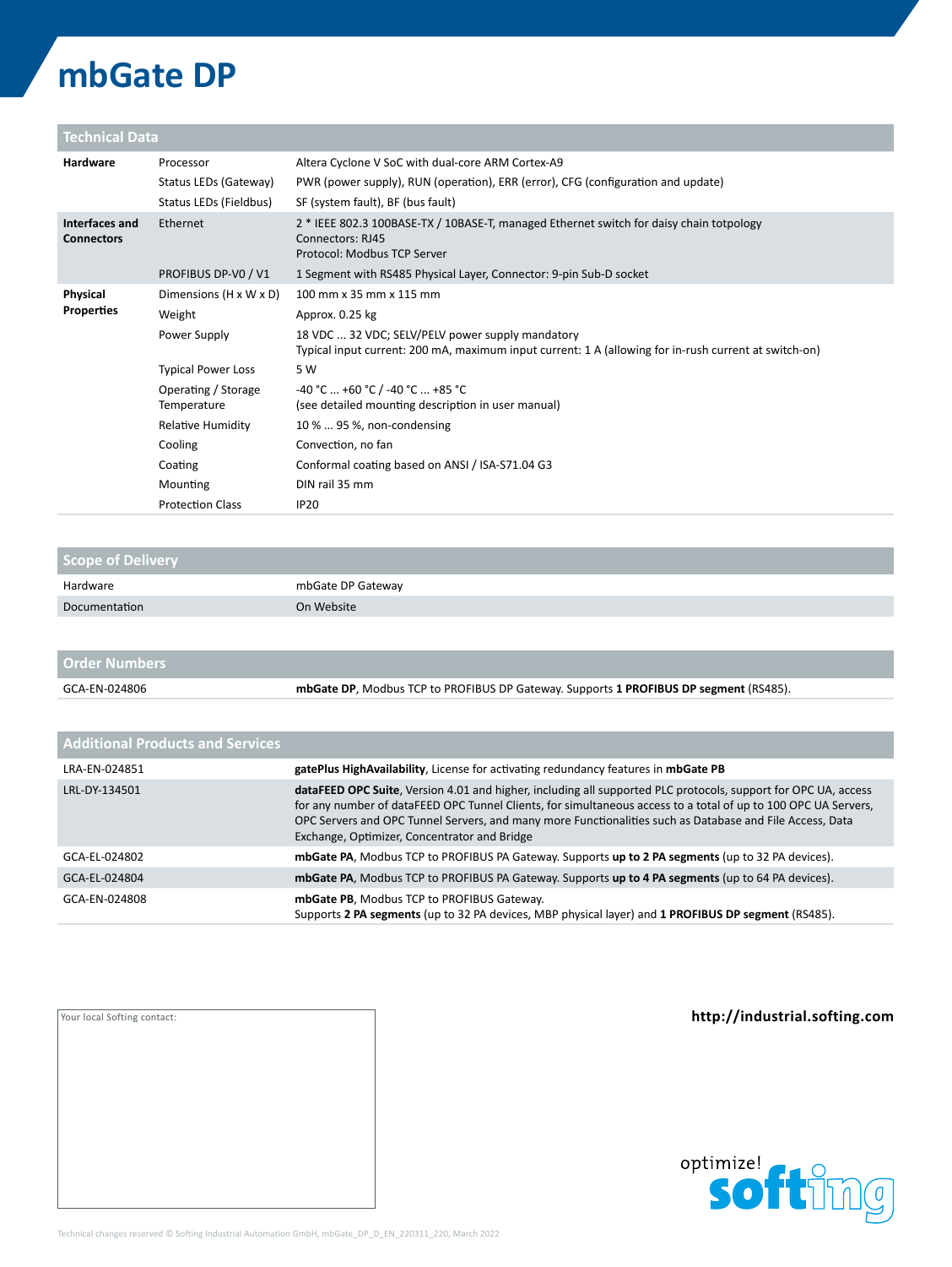# mbGate DP

## Technical Data

| | | |
|---|---|---|
| **Hardware** | Processor | Altera Cyclone V SoC with dual-core ARM Cortex-A9 |
| | Status LEDs (Gateway) | PWR (power supply), RUN (operation), ERR (error), CFG (configuration and update) |
| | Status LEDs (Fieldbus) | SF (system fault), BF (bus fault) |
| **Interfaces and Connectors** | Ethernet | 2 * IEEE 802.3 100BASE-TX / 10BASE-T, managed Ethernet switch for daisy chain totpology<br>Connectors: RJ45<br>Protocol: Modbus TCP Server |
| | PROFIBUS DP-V0 / V1 | 1 Segment with RS485 Physical Layer, Connector: 9-pin Sub-D socket |
| **Physical Properties** | Dimensions (H x W x D) | 100 mm x 35 mm x 115 mm |
| | Weight | Approx. 0.25 kg |
| | Power Supply | 18 VDC ... 32 VDC; SELV/PELV power supply mandatory<br>Typical input current: 200 mA, maximum input current: 1 A (allowing for in-rush current at switch-on) |
| | Typical Power Loss | 5 W |
| | Operating / Storage Temperature | -40 °C ... +60 °C / -40 °C ... +85 °C<br>(see detailed mounting description in user manual) |
| | Relative Humidity | 10 % ... 95 %, non-condensing |
| | Cooling | Convection, no fan |
| | Coating | Conformal coating based on ANSI / ISA-S71.04 G3 |
| | Mounting | DIN rail 35 mm |
| | Protection Class | IP20 |

## Scope of Delivery

| | |
|---|---|
| Hardware | mbGate DP Gateway |
| Documentation | On Website |

## Order Numbers

| | |
|---|---|
| GCA-EN-024806 | **mbGate DP**, Modbus TCP to PROFIBUS DP Gateway. Supports **1 PROFIBUS DP segment** (RS485). |

## Additional Products and Services

| | |
|---|---|
| LRA-EN-024851 | **gatePlus HighAvailability**, License for activating redundancy features in **mbGate PB** |
| LRL-DY-134501 | **dataFEED OPC Suite**, Version 4.01 and higher, including all supported PLC protocols, support for OPC UA, access for any number of dataFEED OPC Tunnel Clients, for simultaneous access to a total of up to 100 OPC UA Servers, OPC Servers and OPC Tunnel Servers, and many more Functionalities such as Database and File Access, Data Exchange, Optimizer, Concentrator and Bridge |
| GCA-EL-024802 | **mbGate PA**, Modbus TCP to PROFIBUS PA Gateway. Supports **up to 2 PA segments** (up to 32 PA devices). |
| GCA-EL-024804 | **mbGate PA**, Modbus TCP to PROFIBUS PA Gateway. Supports **up to 4 PA segments** (up to 64 PA devices). |
| GCA-EN-024808 | **mbGate PB**, Modbus TCP to PROFIBUS Gateway.<br>Supports **2 PA segments** (up to 32 PA devices, MBP physical layer) and **1 PROFIBUS DP segment** (RS485). |

Your local Softing contact:

**http://industrial.softing.com**

optimize! softing

Technical changes reserved © Softing Industrial Automation GmbH, mbGate_DP_D_EN_220311_220, March 2022